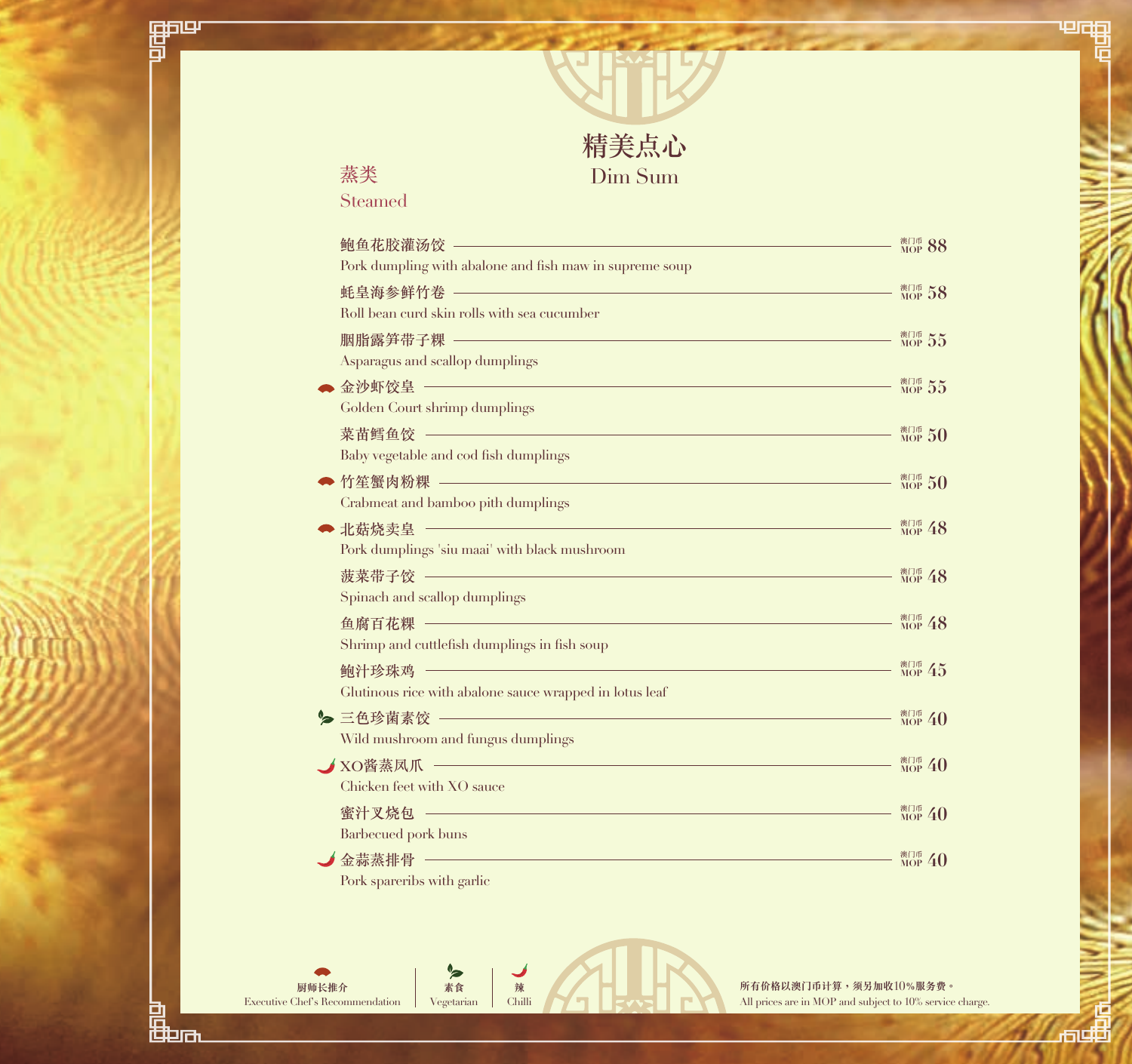# 精美点心
# Dim Sum

## 蒸类
## Steamed

| Item | Price |
|---|---|
| 鲍鱼花胶灌汤饺<br>Pork dumpling with abalone and fish maw in supreme soup | 澳门币 MOP 88 |
| 蚝皇海参鲜竹卷<br>Roll bean curd skin rolls with sea cucumber | 澳门币 MOP 58 |
| 胭脂露笋带子粿<br>Asparagus and scallop dumplings | 澳门币 MOP 55 |
| (厨师长推介) 金沙虾饺皇<br>Golden Court shrimp dumplings | 澳门币 MOP 55 |
| 菜苗鳕鱼饺<br>Baby vegetable and cod fish dumplings | 澳门币 MOP 50 |
| (厨师长推介) 竹笙蟹肉粉粿<br>Crabmeat and bamboo pith dumplings | 澳门币 MOP 50 |
| (厨师长推介) 北菇烧卖皇<br>Pork dumplings 'siu maai' with black mushroom | 澳门币 MOP 48 |
| 菠菜带子饺<br>Spinach and scallop dumplings | 澳门币 MOP 48 |
| 鱼腐百花粿<br>Shrimp and cuttlefish dumplings in fish soup | 澳门币 MOP 48 |
| 鲍汁珍珠鸡<br>Glutinous rice with abalone sauce wrapped in lotus leaf | 澳门币 MOP 45 |
| (素食) 三色珍菌素饺<br>Wild mushroom and fungus dumplings | 澳门币 MOP 40 |
| (辣) XO酱蒸凤爪<br>Chicken feet with XO sauce | 澳门币 MOP 40 |
| 蜜汁叉烧包<br>Barbecued pork buns | 澳门币 MOP 40 |
| (辣) 金蒜蒸排骨<br>Pork spareribs with garlic | 澳门币 MOP 40 |

厨师长推介 Executive Chef's Recommendation | 素食 Vegetarian | 辣 Chilli

所有价格以澳门币计算，须另加收10%服务费。
All prices are in MOP and subject to 10% service charge.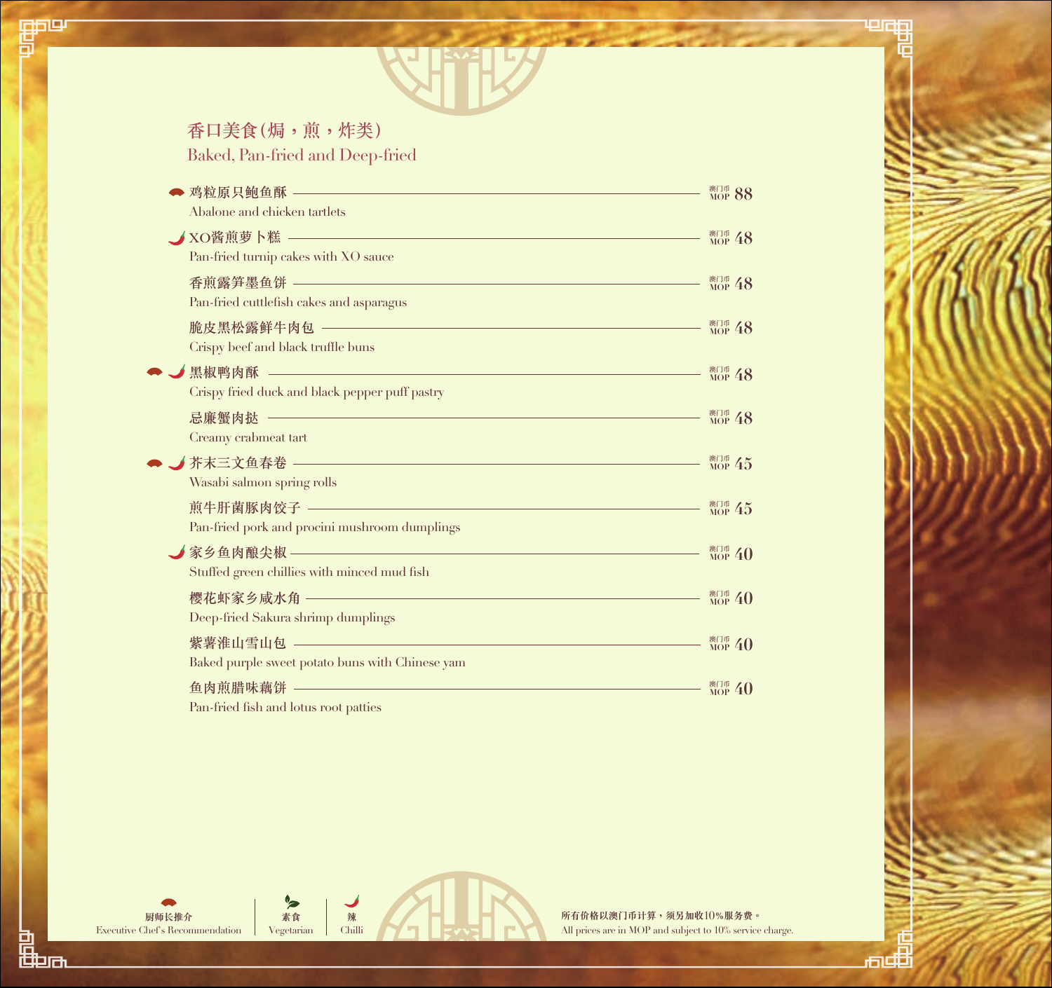## 香口美食(焗，煎，炸类)
## Baked, Pan-fried and Deep-fried

| 菜式 / Dish | 价格 / Price |
|---|---|
| (厨师长推介) 鸡粒原只鲍鱼酥<br>Abalone and chicken tartlets | 澳门币 MOP 88 |
| (辣) XO酱煎萝卜糕<br>Pan-fried turnip cakes with XO sauce | 澳门币 MOP 48 |
| 香煎露笋墨鱼饼<br>Pan-fried cuttlefish cakes and asparagus | 澳门币 MOP 48 |
| 脆皮黑松露鲜牛肉包<br>Crispy beef and black truffle buns | 澳门币 MOP 48 |
| (厨师长推介) (辣) 黑椒鸭肉酥<br>Crispy fried duck and black pepper puff pastry | 澳门币 MOP 48 |
| 忌廉蟹肉挞<br>Creamy crabmeat tart | 澳门币 MOP 48 |
| (厨师长推介) (辣) 芥末三文鱼春卷<br>Wasabi salmon spring rolls | 澳门币 MOP 45 |
| 煎牛肝菌豚肉饺子<br>Pan-fried pork and procini mushroom dumplings | 澳门币 MOP 45 |
| (辣) 家乡鱼肉酿尖椒<br>Stuffed green chillies with minced mud fish | 澳门币 MOP 40 |
| 樱花虾家乡咸水角<br>Deep-fried Sakura shrimp dumplings | 澳门币 MOP 40 |
| 紫薯淮山雪山包<br>Baked purple sweet potato buns with Chinese yam | 澳门币 MOP 40 |
| 鱼肉煎腊味藕饼<br>Pan-fried fish and lotus root patties | 澳门币 MOP 40 |

厨师长推介 Executive Chef's Recommendation | 素食 Vegetarian | 辣 Chilli

所有价格以澳门币计算，须另加收10%服务费。
All prices are in MOP and subject to 10% service charge.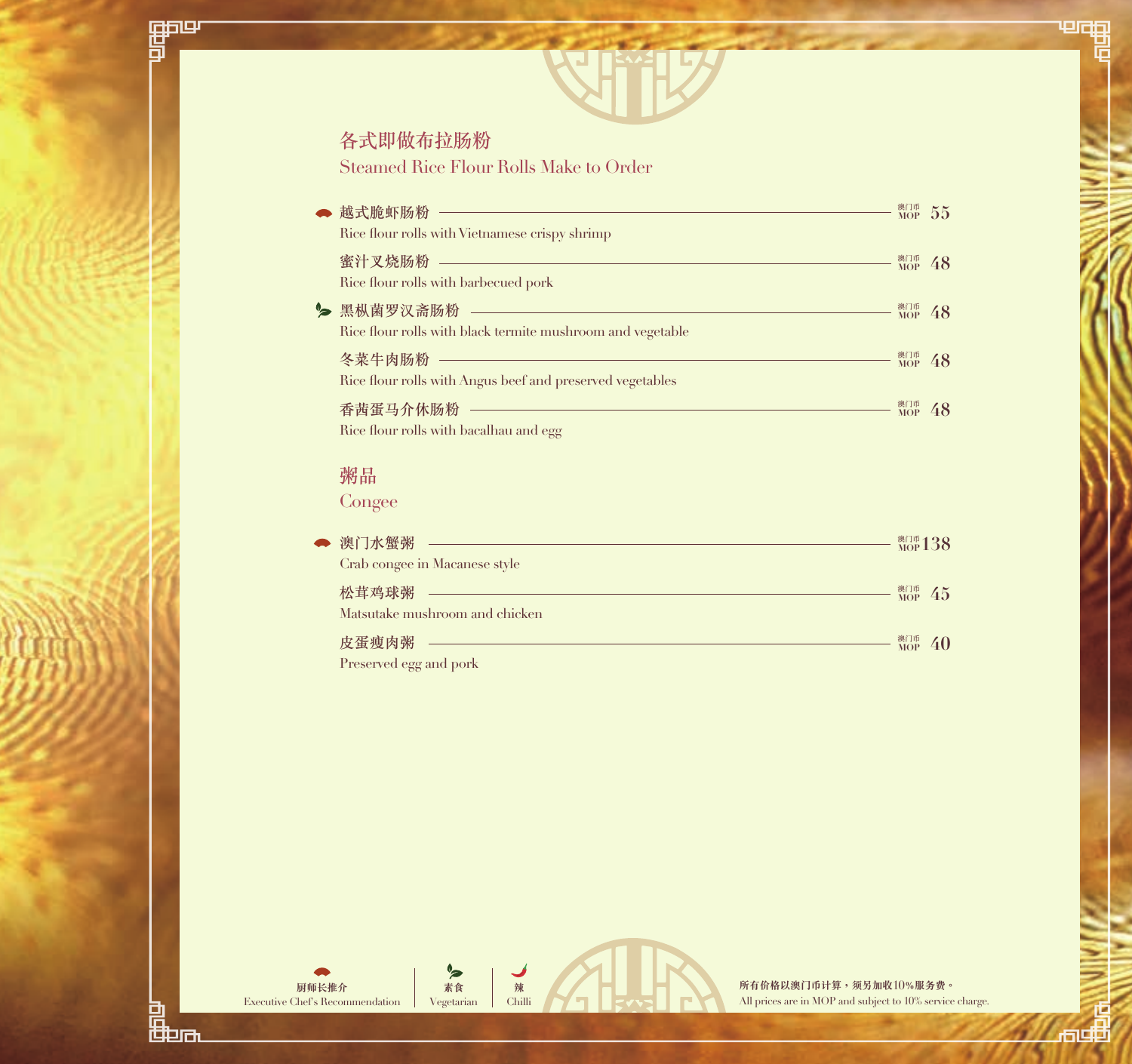## 各式即做布拉肠粉
## Steamed Rice Flour Rolls Make to Order

越式脆虾肠粉 — 澳门币 MOP 55
Rice flour rolls with Vietnamese crispy shrimp

蜜汁叉烧肠粉 — 澳门币 MOP 48
Rice flour rolls with barbecued pork

黑枞菌罗汉斋肠粉 — 澳门币 MOP 48
Rice flour rolls with black termite mushroom and vegetable

冬菜牛肉肠粉 — 澳门币 MOP 48
Rice flour rolls with Angus beef and preserved vegetables

香茜蛋马介休肠粉 — 澳门币 MOP 48
Rice flour rolls with bacalhau and egg

## 粥品
## Congee

澳门水蟹粥 — 澳门币 MOP 138
Crab congee in Macanese style

松茸鸡球粥 — 澳门币 MOP 45
Matsutake mushroom and chicken

皮蛋瘦肉粥 — 澳门币 MOP 40
Preserved egg and pork

厨师长推介 Executive Chef's Recommendation | 素食 Vegetarian | 辣 Chilli

所有价格以澳门币计算，须另加收10%服务费。
All prices are in MOP and subject to 10% service charge.